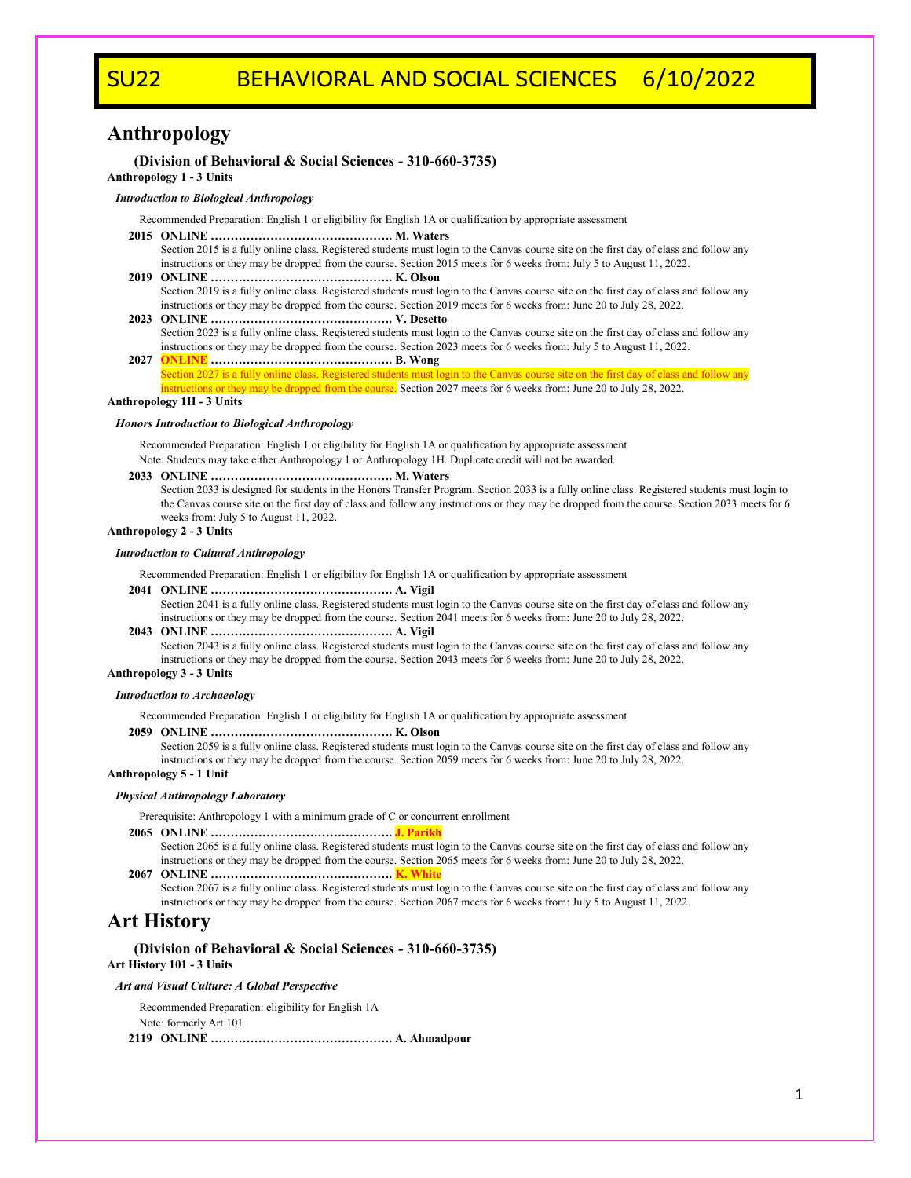# SU22 BEHAVIORAL AND SOCIAL SCIENCES 6/10/2022

## Anthropology

**(Division of Behavioral & Social Sciences - 310-660-3735)**

**Anthropology 1 - 3 Units**

***Introduction to Biological Anthropology***

Recommended Preparation: English 1 or eligibility for English 1A or qualification by appropriate assessment

**2015 ONLINE ………………………………………. M. Waters**
Section 2015 is a fully online class. Registered students must login to the Canvas course site on the first day of class and follow any instructions or they may be dropped from the course. Section 2015 meets for 6 weeks from: July 5 to August 11, 2022.

**2019 ONLINE ………………………………………. K. Olson**
Section 2019 is a fully online class. Registered students must login to the Canvas course site on the first day of class and follow any instructions or they may be dropped from the course. Section 2019 meets for 6 weeks from: June 20 to July 28, 2022.

**2023 ONLINE ………………………………………. V. Desetto**
Section 2023 is a fully online class. Registered students must login to the Canvas course site on the first day of class and follow any instructions or they may be dropped from the course. Section 2023 meets for 6 weeks from: July 5 to August 11, 2022.

**2027 ONLINE ………………………………………. B. Wong**
Section 2027 is a fully online class. Registered students must login to the Canvas course site on the first day of class and follow any instructions or they may be dropped from the course. Section 2027 meets for 6 weeks from: June 20 to July 28, 2022.

**Anthropology 1H - 3 Units**

***Honors Introduction to Biological Anthropology***

Recommended Preparation: English 1 or eligibility for English 1A or qualification by appropriate assessment
Note: Students may take either Anthropology 1 or Anthropology 1H. Duplicate credit will not be awarded.

**2033 ONLINE ………………………………………. M. Waters**
Section 2033 is designed for students in the Honors Transfer Program. Section 2033 is a fully online class. Registered students must login to the Canvas course site on the first day of class and follow any instructions or they may be dropped from the course. Section 2033 meets for 6 weeks from: July 5 to August 11, 2022.

**Anthropology 2 - 3 Units**

***Introduction to Cultural Anthropology***

Recommended Preparation: English 1 or eligibility for English 1A or qualification by appropriate assessment

**2041 ONLINE ………………………………………. A. Vigil**
Section 2041 is a fully online class. Registered students must login to the Canvas course site on the first day of class and follow any instructions or they may be dropped from the course. Section 2041 meets for 6 weeks from: June 20 to July 28, 2022.

**2043 ONLINE ………………………………………. A. Vigil**
Section 2043 is a fully online class. Registered students must login to the Canvas course site on the first day of class and follow any instructions or they may be dropped from the course. Section 2043 meets for 6 weeks from: June 20 to July 28, 2022.

**Anthropology 3 - 3 Units**

***Introduction to Archaeology***

Recommended Preparation: English 1 or eligibility for English 1A or qualification by appropriate assessment

**2059 ONLINE ………………………………………. K. Olson**
Section 2059 is a fully online class. Registered students must login to the Canvas course site on the first day of class and follow any instructions or they may be dropped from the course. Section 2059 meets for 6 weeks from: June 20 to July 28, 2022.

**Anthropology 5 - 1 Unit**

***Physical Anthropology Laboratory***

Prerequisite: Anthropology 1 with a minimum grade of C or concurrent enrollment

**2065 ONLINE ………………………………………. J. Parikh**
Section 2065 is a fully online class. Registered students must login to the Canvas course site on the first day of class and follow any instructions or they may be dropped from the course. Section 2065 meets for 6 weeks from: June 20 to July 28, 2022.

**2067 ONLINE ………………………………………. K. White**
Section 2067 is a fully online class. Registered students must login to the Canvas course site on the first day of class and follow any instructions or they may be dropped from the course. Section 2067 meets for 6 weeks from: July 5 to August 11, 2022.

## Art History

**(Division of Behavioral & Social Sciences - 310-660-3735)**

**Art History 101 - 3 Units**

***Art and Visual Culture: A Global Perspective***

Recommended Preparation: eligibility for English 1A
Note: formerly Art 101

**2119 ONLINE ………………………………………. A. Ahmadpour**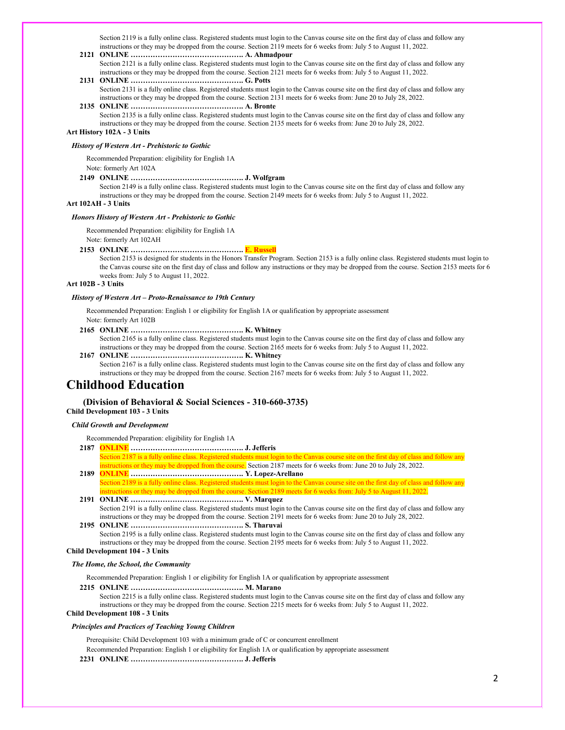Section 2119 is a fully online class. Registered students must login to the Canvas course site on the first day of class and follow any instructions or they may be dropped from the course. Section 2119 meets for 6 weeks from: July 5 to August 11, 2022.

**2121 ONLINE ………………………………………. A. Ahmadpour**
Section 2121 is a fully online class. Registered students must login to the Canvas course site on the first day of class and follow any instructions or they may be dropped from the course. Section 2121 meets for 6 weeks from: July 5 to August 11, 2022.

**2131 ONLINE ………………………………………. G. Potts**
Section 2131 is a fully online class. Registered students must login to the Canvas course site on the first day of class and follow any instructions or they may be dropped from the course. Section 2131 meets for 6 weeks from: June 20 to July 28, 2022.

**2135 ONLINE ………………………………………. A. Bronte**
Section 2135 is a fully online class. Registered students must login to the Canvas course site on the first day of class and follow any instructions or they may be dropped from the course. Section 2135 meets for 6 weeks from: June 20 to July 28, 2022.

**Art History 102A - 3 Units**

***History of Western Art - Prehistoric to Gothic***

Recommended Preparation: eligibility for English 1A
Note: formerly Art 102A

**2149 ONLINE ………………………………………. J. Wolfgram**
Section 2149 is a fully online class. Registered students must login to the Canvas course site on the first day of class and follow any instructions or they may be dropped from the course. Section 2149 meets for 6 weeks from: July 5 to August 11, 2022.

**Art 102AH - 3 Units**

***Honors History of Western Art - Prehistoric to Gothic***

Recommended Preparation: eligibility for English 1A
Note: formerly Art 102AH

**2153 ONLINE ………………………………………. E. Russell**
Section 2153 is designed for students in the Honors Transfer Program. Section 2153 is a fully online class. Registered students must login to the Canvas course site on the first day of class and follow any instructions or they may be dropped from the course. Section 2153 meets for 6 weeks from: July 5 to August 11, 2022.

**Art 102B - 3 Units**

***History of Western Art – Proto-Renaissance to 19th Century***

Recommended Preparation: English 1 or eligibility for English 1A or qualification by appropriate assessment
Note: formerly Art 102B

**2165 ONLINE ………………………………………. K. Whitney**
Section 2165 is a fully online class. Registered students must login to the Canvas course site on the first day of class and follow any instructions or they may be dropped from the course. Section 2165 meets for 6 weeks from: July 5 to August 11, 2022.

**2167 ONLINE ………………………………………. K. Whitney**
Section 2167 is a fully online class. Registered students must login to the Canvas course site on the first day of class and follow any instructions or they may be dropped from the course. Section 2167 meets for 6 weeks from: July 5 to August 11, 2022.

# Childhood Education

### (Division of Behavioral & Social Sciences - 310-660-3735)

**Child Development 103 - 3 Units**

***Child Growth and Development***

Recommended Preparation: eligibility for English 1A

**2187 ONLINE ………………………………………. J. Jefferis**
Section 2187 is a fully online class. Registered students must login to the Canvas course site on the first day of class and follow any instructions or they may be dropped from the course. Section 2187 meets for 6 weeks from: June 20 to July 28, 2022.

**2189 ONLINE ………………………………………. Y. Lopez-Arellano**
Section 2189 is a fully online class. Registered students must login to the Canvas course site on the first day of class and follow any instructions or they may be dropped from the course. Section 2189 meets for 6 weeks from: July 5 to August 11, 2022.

**2191 ONLINE ………………………………………. V. Marquez**
Section 2191 is a fully online class. Registered students must login to the Canvas course site on the first day of class and follow any instructions or they may be dropped from the course. Section 2191 meets for 6 weeks from: June 20 to July 28, 2022.

**2195 ONLINE ………………………………………. S. Tharuvai**
Section 2195 is a fully online class. Registered students must login to the Canvas course site on the first day of class and follow any instructions or they may be dropped from the course. Section 2195 meets for 6 weeks from: July 5 to August 11, 2022.

**Child Development 104 - 3 Units**

***The Home, the School, the Community***

Recommended Preparation: English 1 or eligibility for English 1A or qualification by appropriate assessment

**2215 ONLINE ………………………………………. M. Marano**
Section 2215 is a fully online class. Registered students must login to the Canvas course site on the first day of class and follow any instructions or they may be dropped from the course. Section 2215 meets for 6 weeks from: July 5 to August 11, 2022.

**Child Development 108 - 3 Units**

***Principles and Practices of Teaching Young Children***

Prerequisite: Child Development 103 with a minimum grade of C or concurrent enrollment
Recommended Preparation: English 1 or eligibility for English 1A or qualification by appropriate assessment

**2231 ONLINE ………………………………………. J. Jefferis**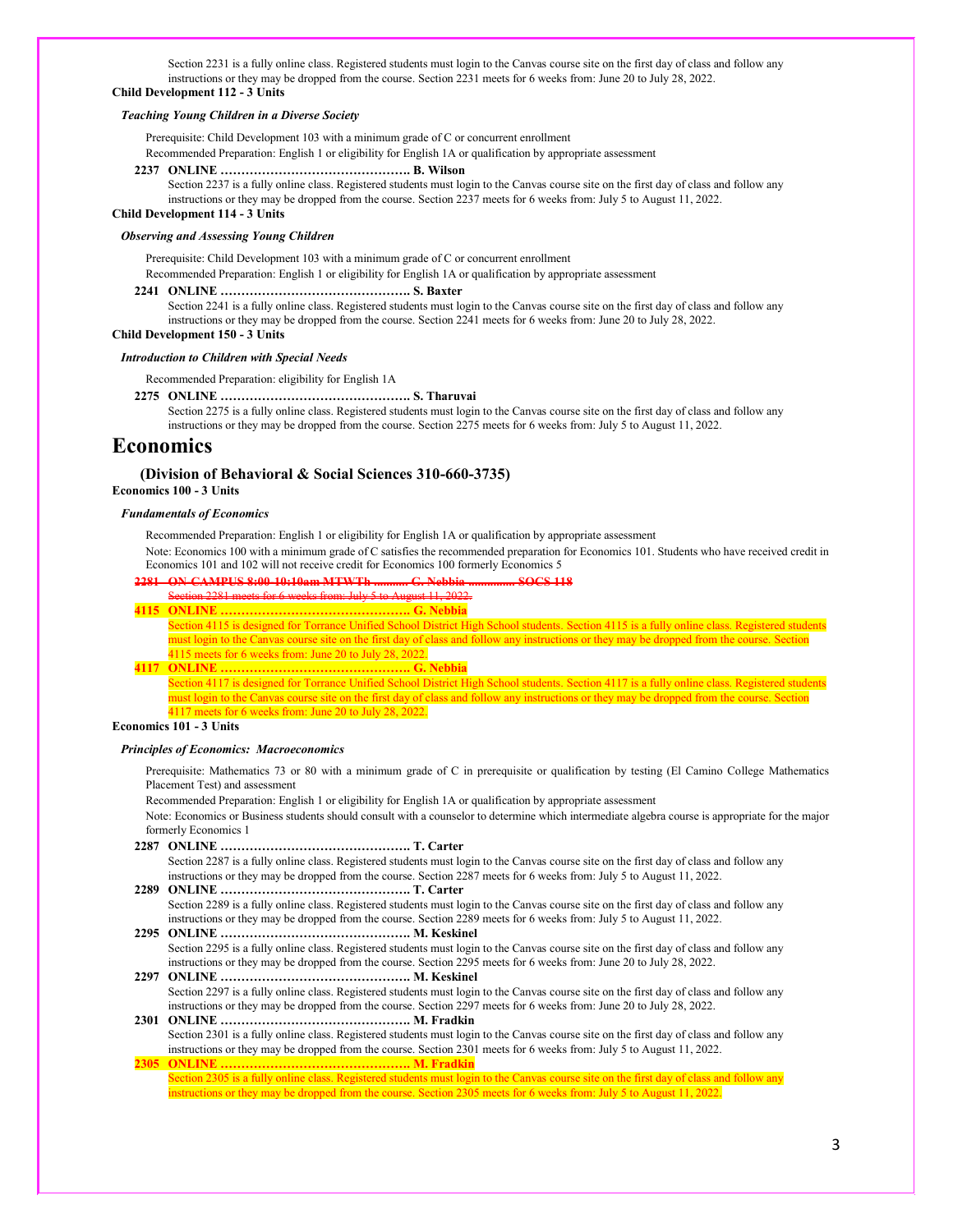Section 2231 is a fully online class. Registered students must login to the Canvas course site on the first day of class and follow any instructions or they may be dropped from the course. Section 2231 meets for 6 weeks from: June 20 to July 28, 2022.

**Child Development 112 - 3 Units**

***Teaching Young Children in a Diverse Society***

Prerequisite: Child Development 103 with a minimum grade of C or concurrent enrollment

Recommended Preparation: English 1 or eligibility for English 1A or qualification by appropriate assessment

**2237 ONLINE ………………………………………. B. Wilson**

Section 2237 is a fully online class. Registered students must login to the Canvas course site on the first day of class and follow any instructions or they may be dropped from the course. Section 2237 meets for 6 weeks from: July 5 to August 11, 2022.

**Child Development 114 - 3 Units**

***Observing and Assessing Young Children***

Prerequisite: Child Development 103 with a minimum grade of C or concurrent enrollment

Recommended Preparation: English 1 or eligibility for English 1A or qualification by appropriate assessment

**2241 ONLINE ………………………………………. S. Baxter**

Section 2241 is a fully online class. Registered students must login to the Canvas course site on the first day of class and follow any instructions or they may be dropped from the course. Section 2241 meets for 6 weeks from: June 20 to July 28, 2022.

**Child Development 150 - 3 Units**

***Introduction to Children with Special Needs***

Recommended Preparation: eligibility for English 1A

**2275 ONLINE ………………………………………. S. Tharuvai**

Section 2275 is a fully online class. Registered students must login to the Canvas course site on the first day of class and follow any instructions or they may be dropped from the course. Section 2275 meets for 6 weeks from: July 5 to August 11, 2022.

# Economics

### (Division of Behavioral & Social Sciences 310-660-3735)

**Economics 100 - 3 Units**

***Fundamentals of Economics***

Recommended Preparation: English 1 or eligibility for English 1A or qualification by appropriate assessment

Note: Economics 100 with a minimum grade of C satisfies the recommended preparation for Economics 101. Students who have received credit in Economics 101 and 102 will not receive credit for Economics 100 formerly Economics 5

~~**2281 ON-CAMPUS 8:00-10:10am MTWTh .......... G. Nebbia .............. SOCS 118**~~

~~Section 2281 meets for 6 weeks from: July 5 to August 11, 2022.~~

**4115 ONLINE ………………………………………. G. Nebbia**

Section 4115 is designed for Torrance Unified School District High School students. Section 4115 is a fully online class. Registered students must login to the Canvas course site on the first day of class and follow any instructions or they may be dropped from the course. Section 4115 meets for 6 weeks from: June 20 to July 28, 2022.

**4117 ONLINE ………………………………………. G. Nebbia**

Section 4117 is designed for Torrance Unified School District High School students. Section 4117 is a fully online class. Registered students must login to the Canvas course site on the first day of class and follow any instructions or they may be dropped from the course. Section 4117 meets for 6 weeks from: June 20 to July 28, 2022.

**Economics 101 - 3 Units**

***Principles of Economics: Macroeconomics***

Prerequisite: Mathematics 73 or 80 with a minimum grade of C in prerequisite or qualification by testing (El Camino College Mathematics Placement Test) and assessment

Recommended Preparation: English 1 or eligibility for English 1A or qualification by appropriate assessment

Note: Economics or Business students should consult with a counselor to determine which intermediate algebra course is appropriate for the major formerly Economics 1

**2287 ONLINE ………………………………………. T. Carter**

Section 2287 is a fully online class. Registered students must login to the Canvas course site on the first day of class and follow any instructions or they may be dropped from the course. Section 2287 meets for 6 weeks from: July 5 to August 11, 2022.

**2289 ONLINE ………………………………………. T. Carter**

Section 2289 is a fully online class. Registered students must login to the Canvas course site on the first day of class and follow any instructions or they may be dropped from the course. Section 2289 meets for 6 weeks from: July 5 to August 11, 2022.

**2295 ONLINE ………………………………………. M. Keskinel**

Section 2295 is a fully online class. Registered students must login to the Canvas course site on the first day of class and follow any instructions or they may be dropped from the course. Section 2295 meets for 6 weeks from: June 20 to July 28, 2022.

**2297 ONLINE ………………………………………. M. Keskinel**

Section 2297 is a fully online class. Registered students must login to the Canvas course site on the first day of class and follow any instructions or they may be dropped from the course. Section 2297 meets for 6 weeks from: June 20 to July 28, 2022.

**2301 ONLINE ………………………………………. M. Fradkin**

Section 2301 is a fully online class. Registered students must login to the Canvas course site on the first day of class and follow any instructions or they may be dropped from the course. Section 2301 meets for 6 weeks from: July 5 to August 11, 2022.

**2305 ONLINE ………………………………………. M. Fradkin**

Section 2305 is a fully online class. Registered students must login to the Canvas course site on the first day of class and follow any instructions or they may be dropped from the course. Section 2305 meets for 6 weeks from: July 5 to August 11, 2022.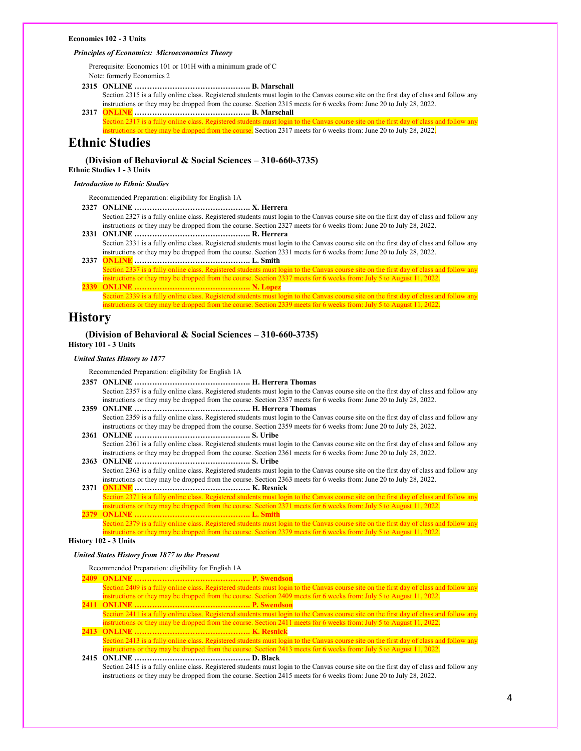**Economics 102 - 3 Units**

***Principles of Economics: Microeconomics Theory***

Prerequisite: Economics 101 or 101H with a minimum grade of C
Note: formerly Economics 2

**2315 ONLINE ………………………………………. B. Marschall**
Section 2315 is a fully online class. Registered students must login to the Canvas course site on the first day of class and follow any instructions or they may be dropped from the course. Section 2315 meets for 6 weeks from: June 20 to July 28, 2022.

**2317 ONLINE ………………………………………. B. Marschall**
Section 2317 is a fully online class. Registered students must login to the Canvas course site on the first day of class and follow any instructions or they may be dropped from the course. Section 2317 meets for 6 weeks from: June 20 to July 28, 2022.

# Ethnic Studies

## (Division of Behavioral & Social Sciences – 310-660-3735)

**Ethnic Studies 1 - 3 Units**

***Introduction to Ethnic Studies***

Recommended Preparation: eligibility for English 1A

**2327 ONLINE ………………………………………. X. Herrera**
Section 2327 is a fully online class. Registered students must login to the Canvas course site on the first day of class and follow any instructions or they may be dropped from the course. Section 2327 meets for 6 weeks from: June 20 to July 28, 2022.

**2331 ONLINE ………………………………………. R. Herrera**
Section 2331 is a fully online class. Registered students must login to the Canvas course site on the first day of class and follow any instructions or they may be dropped from the course. Section 2331 meets for 6 weeks from: June 20 to July 28, 2022.

**2337 ONLINE ………………………………………. L. Smith**
Section 2337 is a fully online class. Registered students must login to the Canvas course site on the first day of class and follow any instructions or they may be dropped from the course. Section 2337 meets for 6 weeks from: July 5 to August 11, 2022.

**2339 ONLINE ………………………………………. N. Lopez**
Section 2339 is a fully online class. Registered students must login to the Canvas course site on the first day of class and follow any instructions or they may be dropped from the course. Section 2339 meets for 6 weeks from: July 5 to August 11, 2022.

# History

## (Division of Behavioral & Social Sciences – 310-660-3735)

**History 101 - 3 Units**

***United States History to 1877***

Recommended Preparation: eligibility for English 1A

**2357 ONLINE ………………………………………. H. Herrera Thomas**
Section 2357 is a fully online class. Registered students must login to the Canvas course site on the first day of class and follow any instructions or they may be dropped from the course. Section 2357 meets for 6 weeks from: June 20 to July 28, 2022.

**2359 ONLINE ………………………………………. H. Herrera Thomas**
Section 2359 is a fully online class. Registered students must login to the Canvas course site on the first day of class and follow any instructions or they may be dropped from the course. Section 2359 meets for 6 weeks from: June 20 to July 28, 2022.

**2361 ONLINE ………………………………………. S. Uribe**
Section 2361 is a fully online class. Registered students must login to the Canvas course site on the first day of class and follow any instructions or they may be dropped from the course. Section 2361 meets for 6 weeks from: June 20 to July 28, 2022.

**2363 ONLINE ………………………………………. S. Uribe**
Section 2363 is a fully online class. Registered students must login to the Canvas course site on the first day of class and follow any instructions or they may be dropped from the course. Section 2363 meets for 6 weeks from: June 20 to July 28, 2022.

**2371 ONLINE ………………………………………. K. Resnick**
Section 2371 is a fully online class. Registered students must login to the Canvas course site on the first day of class and follow any instructions or they may be dropped from the course. Section 2371 meets for 6 weeks from: July 5 to August 11, 2022.

**2379 ONLINE ………………………………………. L. Smith**
Section 2379 is a fully online class. Registered students must login to the Canvas course site on the first day of class and follow any instructions or they may be dropped from the course. Section 2379 meets for 6 weeks from: July 5 to August 11, 2022.

**History 102 - 3 Units**

***United States History from 1877 to the Present***

Recommended Preparation: eligibility for English 1A

**2409 ONLINE ………………………………………. P. Swendson**
Section 2409 is a fully online class. Registered students must login to the Canvas course site on the first day of class and follow any instructions or they may be dropped from the course. Section 2409 meets for 6 weeks from: July 5 to August 11, 2022.

**2411 ONLINE ………………………………………. P. Swendson**
Section 2411 is a fully online class. Registered students must login to the Canvas course site on the first day of class and follow any instructions or they may be dropped from the course. Section 2411 meets for 6 weeks from: July 5 to August 11, 2022.

**2413 ONLINE ………………………………………. K. Resnick**
Section 2413 is a fully online class. Registered students must login to the Canvas course site on the first day of class and follow any instructions or they may be dropped from the course. Section 2413 meets for 6 weeks from: July 5 to August 11, 2022.

**2415 ONLINE ………………………………………. D. Black**
Section 2415 is a fully online class. Registered students must login to the Canvas course site on the first day of class and follow any instructions or they may be dropped from the course. Section 2415 meets for 6 weeks from: June 20 to July 28, 2022.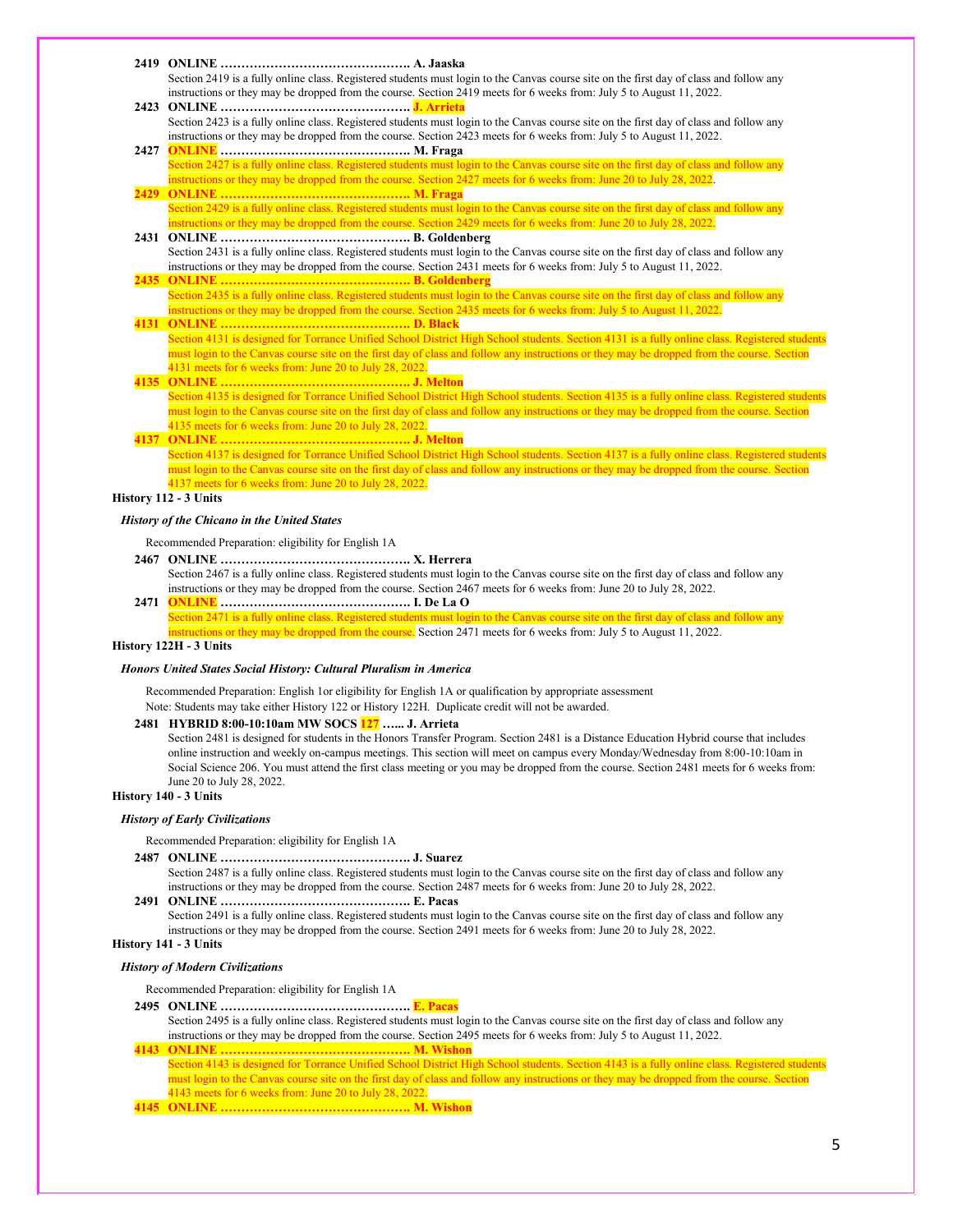**2419 ONLINE ………………………………………. A. Jaaska**
Section 2419 is a fully online class. Registered students must login to the Canvas course site on the first day of class and follow any instructions or they may be dropped from the course. Section 2419 meets for 6 weeks from: July 5 to August 11, 2022.

**2423 ONLINE ………………………………………. J. Arrieta**
Section 2423 is a fully online class. Registered students must login to the Canvas course site on the first day of class and follow any instructions or they may be dropped from the course. Section 2423 meets for 6 weeks from: July 5 to August 11, 2022.

**2427 ONLINE ………………………………………. M. Fraga**
Section 2427 is a fully online class. Registered students must login to the Canvas course site on the first day of class and follow any instructions or they may be dropped from the course. Section 2427 meets for 6 weeks from: June 20 to July 28, 2022.

**2429 ONLINE ………………………………………. M. Fraga**
Section 2429 is a fully online class. Registered students must login to the Canvas course site on the first day of class and follow any instructions or they may be dropped from the course. Section 2429 meets for 6 weeks from: June 20 to July 28, 2022.

**2431 ONLINE ………………………………………. B. Goldenberg**
Section 2431 is a fully online class. Registered students must login to the Canvas course site on the first day of class and follow any instructions or they may be dropped from the course. Section 2431 meets for 6 weeks from: July 5 to August 11, 2022.

**2435 ONLINE ………………………………………. B. Goldenberg**
Section 2435 is a fully online class. Registered students must login to the Canvas course site on the first day of class and follow any instructions or they may be dropped from the course. Section 2435 meets for 6 weeks from: July 5 to August 11, 2022.

**4131 ONLINE ………………………………………. D. Black**
Section 4131 is designed for Torrance Unified School District High School students. Section 4131 is a fully online class. Registered students must login to the Canvas course site on the first day of class and follow any instructions or they may be dropped from the course. Section 4131 meets for 6 weeks from: June 20 to July 28, 2022.

**4135 ONLINE ………………………………………. J. Melton**
Section 4135 is designed for Torrance Unified School District High School students. Section 4135 is a fully online class. Registered students must login to the Canvas course site on the first day of class and follow any instructions or they may be dropped from the course. Section 4135 meets for 6 weeks from: June 20 to July 28, 2022.

**4137 ONLINE ………………………………………. J. Melton**
Section 4137 is designed for Torrance Unified School District High School students. Section 4137 is a fully online class. Registered students must login to the Canvas course site on the first day of class and follow any instructions or they may be dropped from the course. Section 4137 meets for 6 weeks from: June 20 to July 28, 2022.

## History 112 - 3 Units

***History of the Chicano in the United States***

Recommended Preparation: eligibility for English 1A

**2467 ONLINE ………………………………………. X. Herrera**
Section 2467 is a fully online class. Registered students must login to the Canvas course site on the first day of class and follow any instructions or they may be dropped from the course. Section 2467 meets for 6 weeks from: June 20 to July 28, 2022.

**2471 ONLINE ………………………………………. I. De La O**
Section 2471 is a fully online class. Registered students must login to the Canvas course site on the first day of class and follow any instructions or they may be dropped from the course. Section 2471 meets for 6 weeks from: July 5 to August 11, 2022.

## History 122H - 3 Units

***Honors United States Social History: Cultural Pluralism in America***

Recommended Preparation: English 1or eligibility for English 1A or qualification by appropriate assessment
Note: Students may take either History 122 or History 122H. Duplicate credit will not be awarded.

**2481 HYBRID 8:00-10:10am MW SOCS 127 …... J. Arrieta**
Section 2481 is designed for students in the Honors Transfer Program. Section 2481 is a Distance Education Hybrid course that includes online instruction and weekly on-campus meetings. This section will meet on campus every Monday/Wednesday from 8:00-10:10am in Social Science 206. You must attend the first class meeting or you may be dropped from the course. Section 2481 meets for 6 weeks from: June 20 to July 28, 2022.

## History 140 - 3 Units

***History of Early Civilizations***

Recommended Preparation: eligibility for English 1A

**2487 ONLINE ………………………………………. J. Suarez**
Section 2487 is a fully online class. Registered students must login to the Canvas course site on the first day of class and follow any instructions or they may be dropped from the course. Section 2487 meets for 6 weeks from: June 20 to July 28, 2022.

**2491 ONLINE ………………………………………. E. Pacas**
Section 2491 is a fully online class. Registered students must login to the Canvas course site on the first day of class and follow any instructions or they may be dropped from the course. Section 2491 meets for 6 weeks from: June 20 to July 28, 2022.

## History 141 - 3 Units

***History of Modern Civilizations***

Recommended Preparation: eligibility for English 1A

**2495 ONLINE ………………………………………. E. Pacas**
Section 2495 is a fully online class. Registered students must login to the Canvas course site on the first day of class and follow any instructions or they may be dropped from the course. Section 2495 meets for 6 weeks from: July 5 to August 11, 2022.

**4143 ONLINE ………………………………………. M. Wishon**
Section 4143 is designed for Torrance Unified School District High School students. Section 4143 is a fully online class. Registered students must login to the Canvas course site on the first day of class and follow any instructions or they may be dropped from the course. Section 4143 meets for 6 weeks from: June 20 to July 28, 2022.

**4145 ONLINE ………………………………………. M. Wishon**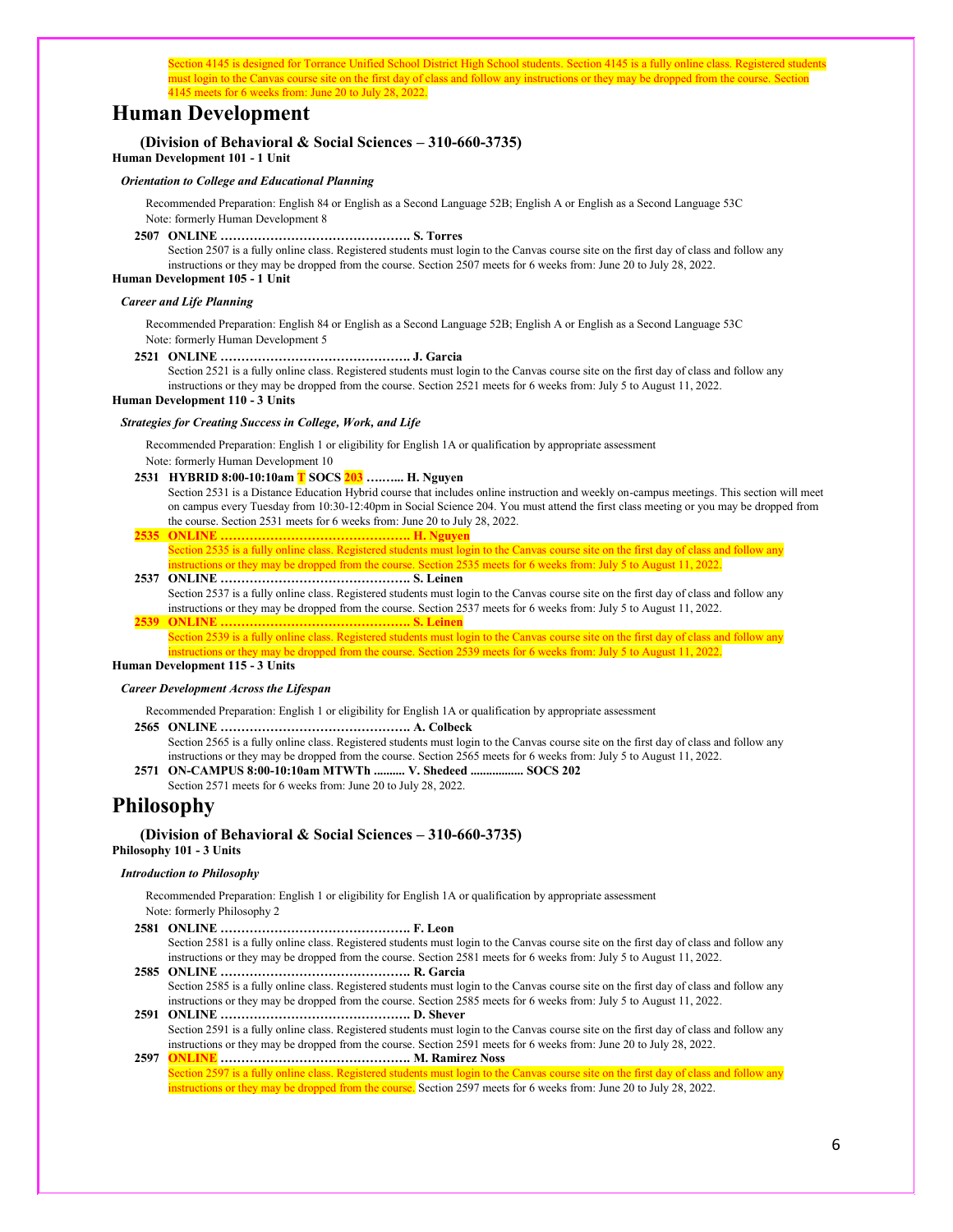Section 4145 is designed for Torrance Unified School District High School students. Section 4145 is a fully online class. Registered students must login to the Canvas course site on the first day of class and follow any instructions or they may be dropped from the course. Section 4145 meets for 6 weeks from: June 20 to July 28, 2022.

# Human Development

### (Division of Behavioral & Social Sciences – 310-660-3735)

**Human Development 101 - 1 Unit**

***Orientation to College and Educational Planning***

Recommended Preparation: English 84 or English as a Second Language 52B; English A or English as a Second Language 53C
Note: formerly Human Development 8

**2507 ONLINE ………………………………………. S. Torres**
Section 2507 is a fully online class. Registered students must login to the Canvas course site on the first day of class and follow any instructions or they may be dropped from the course. Section 2507 meets for 6 weeks from: June 20 to July 28, 2022.

**Human Development 105 - 1 Unit**

***Career and Life Planning***

Recommended Preparation: English 84 or English as a Second Language 52B; English A or English as a Second Language 53C
Note: formerly Human Development 5

**2521 ONLINE ………………………………………. J. Garcia**
Section 2521 is a fully online class. Registered students must login to the Canvas course site on the first day of class and follow any instructions or they may be dropped from the course. Section 2521 meets for 6 weeks from: July 5 to August 11, 2022.

**Human Development 110 - 3 Units**

***Strategies for Creating Success in College, Work, and Life***

Recommended Preparation: English 1 or eligibility for English 1A or qualification by appropriate assessment
Note: formerly Human Development 10

**2531 HYBRID 8:00-10:10am T SOCS 203 ……... H. Nguyen**
Section 2531 is a Distance Education Hybrid course that includes online instruction and weekly on-campus meetings. This section will meet on campus every Tuesday from 10:30-12:40pm in Social Science 204. You must attend the first class meeting or you may be dropped from the course. Section 2531 meets for 6 weeks from: June 20 to July 28, 2022.

**2535 ONLINE ………………………………………. H. Nguyen**
Section 2535 is a fully online class. Registered students must login to the Canvas course site on the first day of class and follow any instructions or they may be dropped from the course. Section 2535 meets for 6 weeks from: July 5 to August 11, 2022.

**2537 ONLINE ………………………………………. S. Leinen**
Section 2537 is a fully online class. Registered students must login to the Canvas course site on the first day of class and follow any instructions or they may be dropped from the course. Section 2537 meets for 6 weeks from: July 5 to August 11, 2022.

**2539 ONLINE ………………………………………. S. Leinen**
Section 2539 is a fully online class. Registered students must login to the Canvas course site on the first day of class and follow any instructions or they may be dropped from the course. Section 2539 meets for 6 weeks from: July 5 to August 11, 2022.

**Human Development 115 - 3 Units**

***Career Development Across the Lifespan***

Recommended Preparation: English 1 or eligibility for English 1A or qualification by appropriate assessment

**2565 ONLINE ………………………………………. A. Colbeck**
Section 2565 is a fully online class. Registered students must login to the Canvas course site on the first day of class and follow any instructions or they may be dropped from the course. Section 2565 meets for 6 weeks from: July 5 to August 11, 2022.

**2571 ON-CAMPUS 8:00-10:10am MTWTh .......... V. Shedeed ................. SOCS 202**
Section 2571 meets for 6 weeks from: June 20 to July 28, 2022.

# Philosophy

### (Division of Behavioral & Social Sciences – 310-660-3735)

**Philosophy 101 - 3 Units**

***Introduction to Philosophy***

Recommended Preparation: English 1 or eligibility for English 1A or qualification by appropriate assessment
Note: formerly Philosophy 2

**2581 ONLINE ………………………………………. F. Leon**
Section 2581 is a fully online class. Registered students must login to the Canvas course site on the first day of class and follow any instructions or they may be dropped from the course. Section 2581 meets for 6 weeks from: July 5 to August 11, 2022.

**2585 ONLINE ………………………………………. R. Garcia**
Section 2585 is a fully online class. Registered students must login to the Canvas course site on the first day of class and follow any instructions or they may be dropped from the course. Section 2585 meets for 6 weeks from: July 5 to August 11, 2022.

**2591 ONLINE ………………………………………. D. Shever**
Section 2591 is a fully online class. Registered students must login to the Canvas course site on the first day of class and follow any instructions or they may be dropped from the course. Section 2591 meets for 6 weeks from: June 20 to July 28, 2022.

**2597 ONLINE ………………………………………. M. Ramirez Noss**
Section 2597 is a fully online class. Registered students must login to the Canvas course site on the first day of class and follow any instructions or they may be dropped from the course. Section 2597 meets for 6 weeks from: June 20 to July 28, 2022.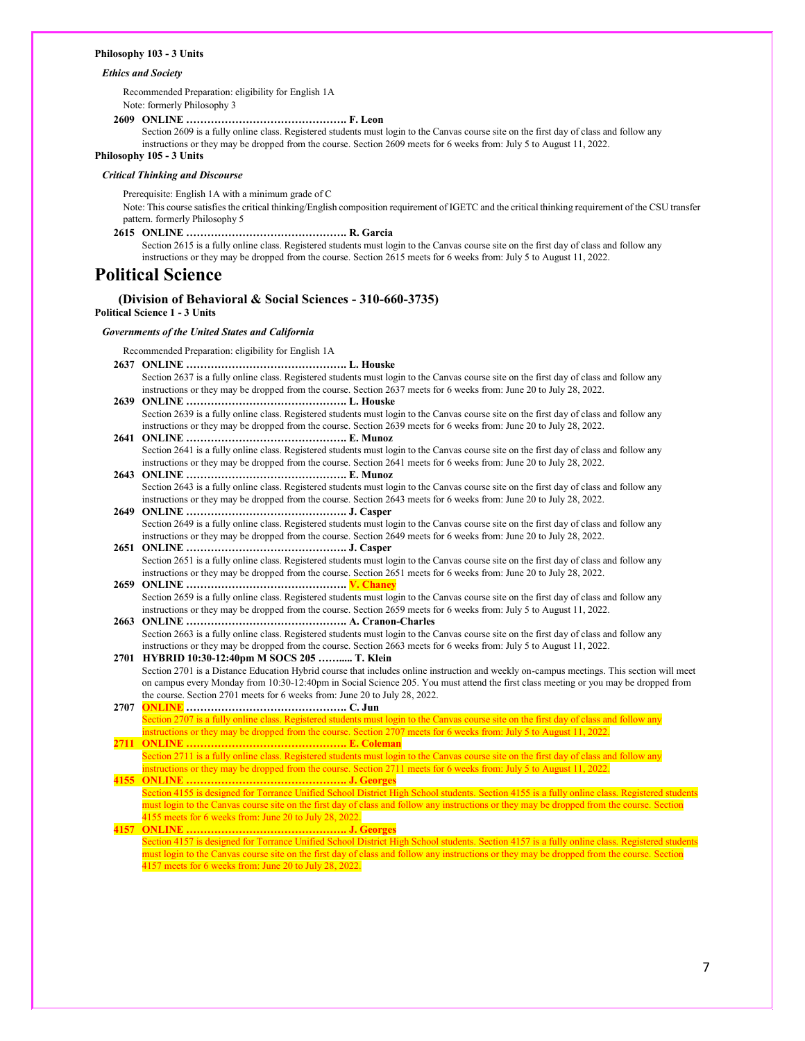**Philosophy 103 - 3 Units**

***Ethics and Society***

Recommended Preparation: eligibility for English 1A
Note: formerly Philosophy 3

**2609 ONLINE ………………………………………. F. Leon**
Section 2609 is a fully online class. Registered students must login to the Canvas course site on the first day of class and follow any instructions or they may be dropped from the course. Section 2609 meets for 6 weeks from: July 5 to August 11, 2022.

**Philosophy 105 - 3 Units**

***Critical Thinking and Discourse***

Prerequisite: English 1A with a minimum grade of C
Note: This course satisfies the critical thinking/English composition requirement of IGETC and the critical thinking requirement of the CSU transfer pattern. formerly Philosophy 5

**2615 ONLINE ………………………………………. R. Garcia**
Section 2615 is a fully online class. Registered students must login to the Canvas course site on the first day of class and follow any instructions or they may be dropped from the course. Section 2615 meets for 6 weeks from: July 5 to August 11, 2022.

# Political Science

## (Division of Behavioral & Social Sciences - 310-660-3735)

**Political Science 1 - 3 Units**

***Governments of the United States and California***

Recommended Preparation: eligibility for English 1A

**2637 ONLINE ………………………………………. L. Houske**
Section 2637 is a fully online class. Registered students must login to the Canvas course site on the first day of class and follow any instructions or they may be dropped from the course. Section 2637 meets for 6 weeks from: June 20 to July 28, 2022.

**2639 ONLINE ………………………………………. L. Houske**
Section 2639 is a fully online class. Registered students must login to the Canvas course site on the first day of class and follow any instructions or they may be dropped from the course. Section 2639 meets for 6 weeks from: June 20 to July 28, 2022.

**2641 ONLINE ………………………………………. E. Munoz**
Section 2641 is a fully online class. Registered students must login to the Canvas course site on the first day of class and follow any instructions or they may be dropped from the course. Section 2641 meets for 6 weeks from: June 20 to July 28, 2022.

**2643 ONLINE ………………………………………. E. Munoz**
Section 2643 is a fully online class. Registered students must login to the Canvas course site on the first day of class and follow any instructions or they may be dropped from the course. Section 2643 meets for 6 weeks from: June 20 to July 28, 2022.

**2649 ONLINE ………………………………………. J. Casper**
Section 2649 is a fully online class. Registered students must login to the Canvas course site on the first day of class and follow any instructions or they may be dropped from the course. Section 2649 meets for 6 weeks from: June 20 to July 28, 2022.

**2651 ONLINE ………………………………………. J. Casper**
Section 2651 is a fully online class. Registered students must login to the Canvas course site on the first day of class and follow any instructions or they may be dropped from the course. Section 2651 meets for 6 weeks from: June 20 to July 28, 2022.

**2659 ONLINE ………………………………………. V. Chaney**
Section 2659 is a fully online class. Registered students must login to the Canvas course site on the first day of class and follow any instructions or they may be dropped from the course. Section 2659 meets for 6 weeks from: July 5 to August 11, 2022.

**2663 ONLINE ………………………………………. A. Cranon-Charles**
Section 2663 is a fully online class. Registered students must login to the Canvas course site on the first day of class and follow any instructions or they may be dropped from the course. Section 2663 meets for 6 weeks from: July 5 to August 11, 2022.

**2701 HYBRID 10:30-12:40pm M SOCS 205 ……..... T. Klein**
Section 2701 is a Distance Education Hybrid course that includes online instruction and weekly on-campus meetings. This section will meet on campus every Monday from 10:30-12:40pm in Social Science 205. You must attend the first class meeting or you may be dropped from the course. Section 2701 meets for 6 weeks from: June 20 to July 28, 2022.

**2707 ONLINE ………………………………………. C. Jun**
Section 2707 is a fully online class. Registered students must login to the Canvas course site on the first day of class and follow any instructions or they may be dropped from the course. Section 2707 meets for 6 weeks from: July 5 to August 11, 2022.

**2711 ONLINE ………………………………………. E. Coleman**
Section 2711 is a fully online class. Registered students must login to the Canvas course site on the first day of class and follow any instructions or they may be dropped from the course. Section 2711 meets for 6 weeks from: July 5 to August 11, 2022.

**4155 ONLINE ………………………………………. J. Georges**
Section 4155 is designed for Torrance Unified School District High School students. Section 4155 is a fully online class. Registered students must login to the Canvas course site on the first day of class and follow any instructions or they may be dropped from the course. Section 4155 meets for 6 weeks from: June 20 to July 28, 2022.

**4157 ONLINE ………………………………………. J. Georges**
Section 4157 is designed for Torrance Unified School District High School students. Section 4157 is a fully online class. Registered students must login to the Canvas course site on the first day of class and follow any instructions or they may be dropped from the course. Section 4157 meets for 6 weeks from: June 20 to July 28, 2022.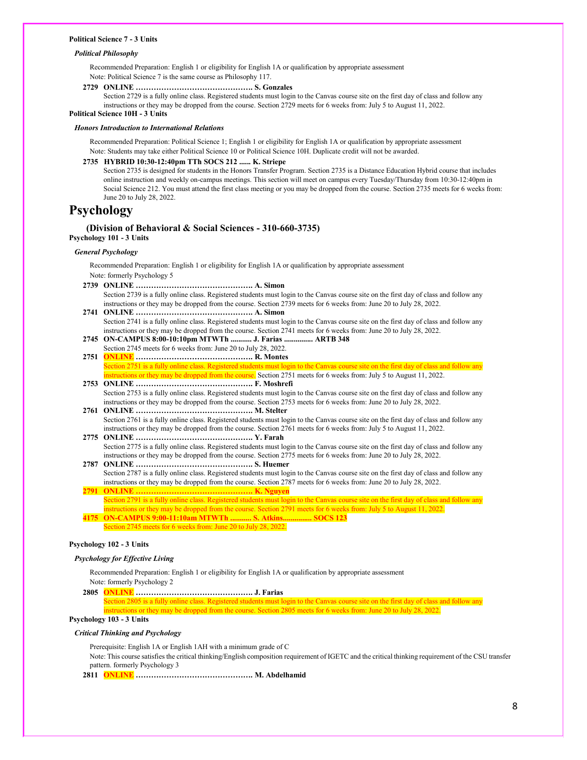**Political Science 7 - 3 Units**

*Political Philosophy*

Recommended Preparation: English 1 or eligibility for English 1A or qualification by appropriate assessment
Note: Political Science 7 is the same course as Philosophy 117.

**2729 ONLINE ………………………………………. S. Gonzales**
Section 2729 is a fully online class. Registered students must login to the Canvas course site on the first day of class and follow any instructions or they may be dropped from the course. Section 2729 meets for 6 weeks from: July 5 to August 11, 2022.

**Political Science 10H - 3 Units**

*Honors Introduction to International Relations*

Recommended Preparation: Political Science 1; English 1 or eligibility for English 1A or qualification by appropriate assessment
Note: Students may take either Political Science 10 or Political Science 10H. Duplicate credit will not be awarded.

**2735 HYBRID 10:30-12:40pm TTh SOCS 212 ...... K. Striepe**
Section 2735 is designed for students in the Honors Transfer Program. Section 2735 is a Distance Education Hybrid course that includes online instruction and weekly on-campus meetings. This section will meet on campus every Tuesday/Thursday from 10:30-12:40pm in Social Science 212. You must attend the first class meeting or you may be dropped from the course. Section 2735 meets for 6 weeks from: June 20 to July 28, 2022.

# Psychology

## (Division of Behavioral & Social Sciences - 310-660-3735)

**Psychology 101 - 3 Units**

*General Psychology*

Recommended Preparation: English 1 or eligibility for English 1A or qualification by appropriate assessment
Note: formerly Psychology 5

**2739 ONLINE ………………………………………. A. Simon**
Section 2739 is a fully online class. Registered students must login to the Canvas course site on the first day of class and follow any instructions or they may be dropped from the course. Section 2739 meets for 6 weeks from: June 20 to July 28, 2022.

**2741 ONLINE ………………………………………. A. Simon**
Section 2741 is a fully online class. Registered students must login to the Canvas course site on the first day of class and follow any instructions or they may be dropped from the course. Section 2741 meets for 6 weeks from: June 20 to July 28, 2022.

**2745 ON-CAMPUS 8:00-10:10pm MTWTh .......... J. Farias ............... ARTB 348**
Section 2745 meets for 6 weeks from: June 20 to July 28, 2022.

**2751 ONLINE ………………………………………. R. Montes**
Section 2751 is a fully online class. Registered students must login to the Canvas course site on the first day of class and follow any instructions or they may be dropped from the course. Section 2751 meets for 6 weeks from: July 5 to August 11, 2022.

**2753 ONLINE ………………………………………. F. Moshrefi**
Section 2753 is a fully online class. Registered students must login to the Canvas course site on the first day of class and follow any instructions or they may be dropped from the course. Section 2753 meets for 6 weeks from: June 20 to July 28, 2022.

**2761 ONLINE ………………………………………. M. Stelter**
Section 2761 is a fully online class. Registered students must login to the Canvas course site on the first day of class and follow any instructions or they may be dropped from the course. Section 2761 meets for 6 weeks from: July 5 to August 11, 2022.

**2775 ONLINE ………………………………………. Y. Farah**
Section 2775 is a fully online class. Registered students must login to the Canvas course site on the first day of class and follow any instructions or they may be dropped from the course. Section 2775 meets for 6 weeks from: June 20 to July 28, 2022.

**2787 ONLINE ………………………………………. S. Huemer**
Section 2787 is a fully online class. Registered students must login to the Canvas course site on the first day of class and follow any instructions or they may be dropped from the course. Section 2787 meets for 6 weeks from: June 20 to July 28, 2022.

**2791 ONLINE ………………………………………. K. Nguyen**
Section 2791 is a fully online class. Registered students must login to the Canvas course site on the first day of class and follow any instructions or they may be dropped from the course. Section 2791 meets for 6 weeks from: July 5 to August 11, 2022.

**4175 ON-CAMPUS 9:00-11:10am MTWTh .......... S. Atkins............... SOCS 123**
Section 2745 meets for 6 weeks from: June 20 to July 28, 2022.

**Psychology 102 - 3 Units**

*Psychology for Effective Living*

Recommended Preparation: English 1 or eligibility for English 1A or qualification by appropriate assessment
Note: formerly Psychology 2

**2805 ONLINE ………………………………………. J. Farias**
Section 2805 is a fully online class. Registered students must login to the Canvas course site on the first day of class and follow any instructions or they may be dropped from the course. Section 2805 meets for 6 weeks from: June 20 to July 28, 2022.

**Psychology 103 - 3 Units**

*Critical Thinking and Psychology*

Prerequisite: English 1A or English 1AH with a minimum grade of C
Note: This course satisfies the critical thinking/English composition requirement of IGETC and the critical thinking requirement of the CSU transfer pattern. formerly Psychology 3

**2811 ONLINE ………………………………………. M. Abdelhamid**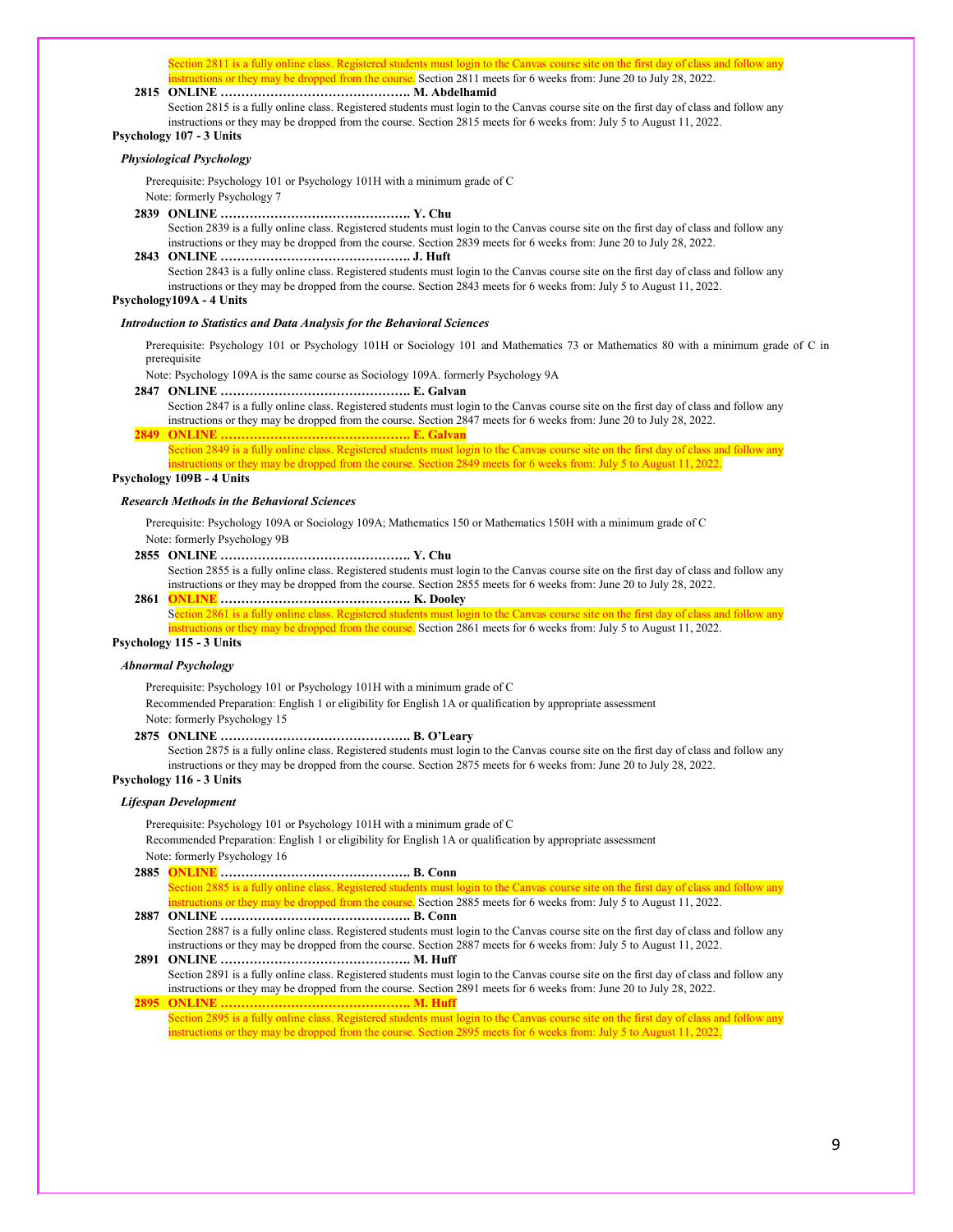Section 2811 is a fully online class. Registered students must login to the Canvas course site on the first day of class and follow any instructions or they may be dropped from the course. Section 2811 meets for 6 weeks from: June 20 to July 28, 2022.

**2815 ONLINE ………………………………………. M. Abdelhamid**

Section 2815 is a fully online class. Registered students must login to the Canvas course site on the first day of class and follow any instructions or they may be dropped from the course. Section 2815 meets for 6 weeks from: July 5 to August 11, 2022.

**Psychology 107 - 3 Units**

***Physiological Psychology***

Prerequisite: Psychology 101 or Psychology 101H with a minimum grade of C

Note: formerly Psychology 7

**2839 ONLINE ………………………………………. Y. Chu**

Section 2839 is a fully online class. Registered students must login to the Canvas course site on the first day of class and follow any instructions or they may be dropped from the course. Section 2839 meets for 6 weeks from: June 20 to July 28, 2022.

**2843 ONLINE ………………………………………. J. Huft**

Section 2843 is a fully online class. Registered students must login to the Canvas course site on the first day of class and follow any instructions or they may be dropped from the course. Section 2843 meets for 6 weeks from: July 5 to August 11, 2022.

**Psychology109A - 4 Units**

***Introduction to Statistics and Data Analysis for the Behavioral Sciences***

Prerequisite: Psychology 101 or Psychology 101H or Sociology 101 and Mathematics 73 or Mathematics 80 with a minimum grade of C in prerequisite

Note: Psychology 109A is the same course as Sociology 109A. formerly Psychology 9A

**2847 ONLINE ………………………………………. E. Galvan**

Section 2847 is a fully online class. Registered students must login to the Canvas course site on the first day of class and follow any instructions or they may be dropped from the course. Section 2847 meets for 6 weeks from: June 20 to July 28, 2022.

**2849 ONLINE ………………………………………. E. Galvan**

Section 2849 is a fully online class. Registered students must login to the Canvas course site on the first day of class and follow any instructions or they may be dropped from the course. Section 2849 meets for 6 weeks from: July 5 to August 11, 2022.

**Psychology 109B - 4 Units**

***Research Methods in the Behavioral Sciences***

Prerequisite: Psychology 109A or Sociology 109A; Mathematics 150 or Mathematics 150H with a minimum grade of C

Note: formerly Psychology 9B

**2855 ONLINE ………………………………………. Y. Chu**

Section 2855 is a fully online class. Registered students must login to the Canvas course site on the first day of class and follow any instructions or they may be dropped from the course. Section 2855 meets for 6 weeks from: June 20 to July 28, 2022.

**2861 ONLINE ………………………………………. K. Dooley**

Section 2861 is a fully online class. Registered students must login to the Canvas course site on the first day of class and follow any instructions or they may be dropped from the course. Section 2861 meets for 6 weeks from: July 5 to August 11, 2022.

**Psychology 115 - 3 Units**

***Abnormal Psychology***

Prerequisite: Psychology 101 or Psychology 101H with a minimum grade of C

Recommended Preparation: English 1 or eligibility for English 1A or qualification by appropriate assessment

Note: formerly Psychology 15

**2875 ONLINE ………………………………………. B. O'Leary**

Section 2875 is a fully online class. Registered students must login to the Canvas course site on the first day of class and follow any instructions or they may be dropped from the course. Section 2875 meets for 6 weeks from: June 20 to July 28, 2022.

**Psychology 116 - 3 Units**

***Lifespan Development***

Prerequisite: Psychology 101 or Psychology 101H with a minimum grade of C

Recommended Preparation: English 1 or eligibility for English 1A or qualification by appropriate assessment

Note: formerly Psychology 16

**2885 ONLINE ………………………………………. B. Conn**

Section 2885 is a fully online class. Registered students must login to the Canvas course site on the first day of class and follow any instructions or they may be dropped from the course. Section 2885 meets for 6 weeks from: July 5 to August 11, 2022.

**2887 ONLINE ………………………………………. B. Conn**

Section 2887 is a fully online class. Registered students must login to the Canvas course site on the first day of class and follow any instructions or they may be dropped from the course. Section 2887 meets for 6 weeks from: July 5 to August 11, 2022.

**2891 ONLINE ………………………………………. M. Huff**

Section 2891 is a fully online class. Registered students must login to the Canvas course site on the first day of class and follow any instructions or they may be dropped from the course. Section 2891 meets for 6 weeks from: June 20 to July 28, 2022.

**2895 ONLINE ………………………………………. M. Huff**

Section 2895 is a fully online class. Registered students must login to the Canvas course site on the first day of class and follow any instructions or they may be dropped from the course. Section 2895 meets for 6 weeks from: July 5 to August 11, 2022.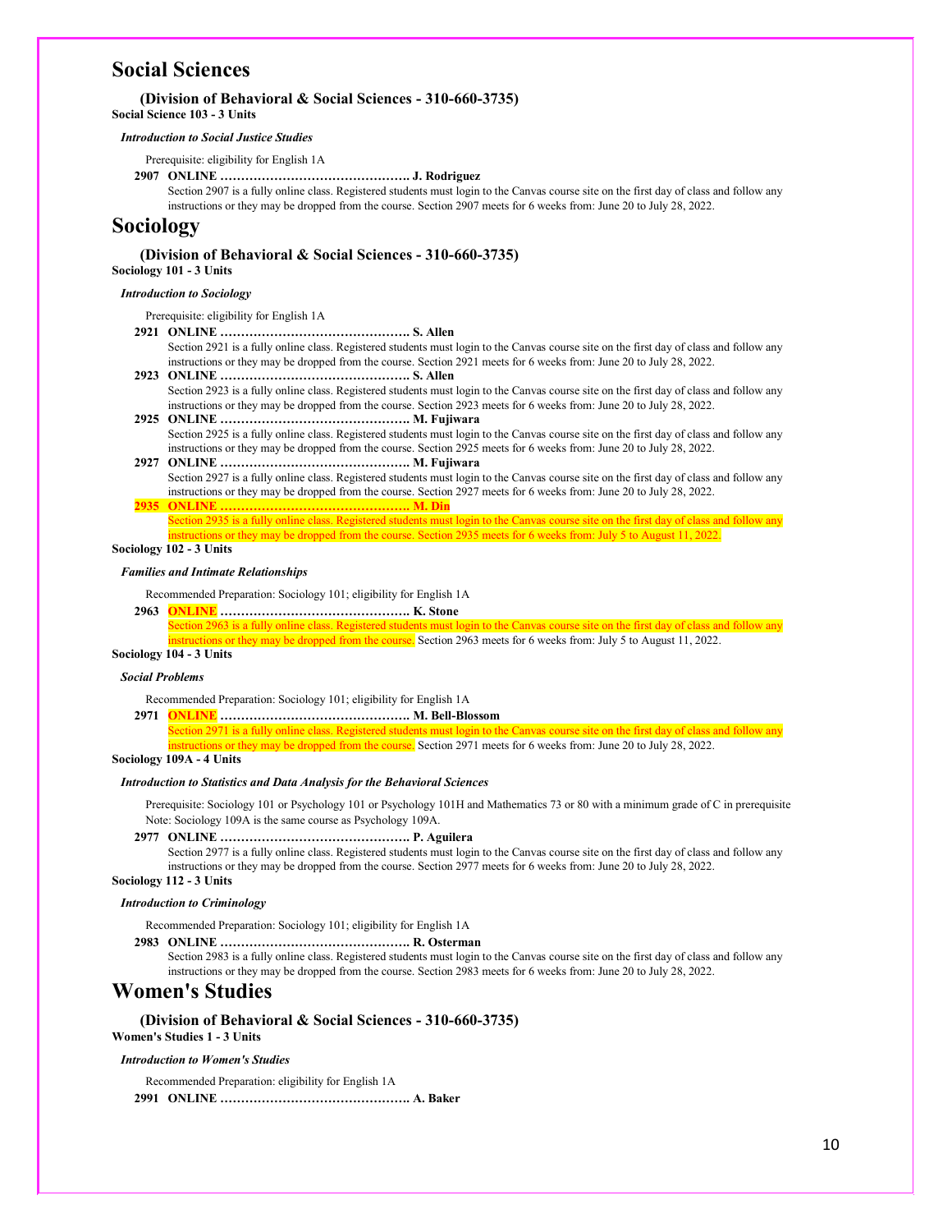# Social Sciences

### (Division of Behavioral & Social Sciences - 310-660-3735)

**Social Science 103 - 3 Units**

***Introduction to Social Justice Studies***

Prerequisite: eligibility for English 1A

**2907 ONLINE ………………………………………. J. Rodriguez**

Section 2907 is a fully online class. Registered students must login to the Canvas course site on the first day of class and follow any instructions or they may be dropped from the course. Section 2907 meets for 6 weeks from: June 20 to July 28, 2022.

# Sociology

### (Division of Behavioral & Social Sciences - 310-660-3735)

**Sociology 101 - 3 Units**

***Introduction to Sociology***

Prerequisite: eligibility for English 1A

**2921 ONLINE ………………………………………. S. Allen**

Section 2921 is a fully online class. Registered students must login to the Canvas course site on the first day of class and follow any instructions or they may be dropped from the course. Section 2921 meets for 6 weeks from: June 20 to July 28, 2022.

**2923 ONLINE ………………………………………. S. Allen**

Section 2923 is a fully online class. Registered students must login to the Canvas course site on the first day of class and follow any instructions or they may be dropped from the course. Section 2923 meets for 6 weeks from: June 20 to July 28, 2022.

**2925 ONLINE ………………………………………. M. Fujiwara**

Section 2925 is a fully online class. Registered students must login to the Canvas course site on the first day of class and follow any instructions or they may be dropped from the course. Section 2925 meets for 6 weeks from: June 20 to July 28, 2022.

**2927 ONLINE ………………………………………. M. Fujiwara**

Section 2927 is a fully online class. Registered students must login to the Canvas course site on the first day of class and follow any instructions or they may be dropped from the course. Section 2927 meets for 6 weeks from: June 20 to July 28, 2022.

**2935 ONLINE ………………………………………. M. Din**

Section 2935 is a fully online class. Registered students must login to the Canvas course site on the first day of class and follow any instructions or they may be dropped from the course. Section 2935 meets for 6 weeks from: July 5 to August 11, 2022.

**Sociology 102 - 3 Units**

***Families and Intimate Relationships***

Recommended Preparation: Sociology 101; eligibility for English 1A

**2963 ONLINE ………………………………………. K. Stone**

Section 2963 is a fully online class. Registered students must login to the Canvas course site on the first day of class and follow any instructions or they may be dropped from the course. Section 2963 meets for 6 weeks from: July 5 to August 11, 2022.

**Sociology 104 - 3 Units**

***Social Problems***

Recommended Preparation: Sociology 101; eligibility for English 1A

**2971 ONLINE ………………………………………. M. Bell-Blossom**

Section 2971 is a fully online class. Registered students must login to the Canvas course site on the first day of class and follow any instructions or they may be dropped from the course. Section 2971 meets for 6 weeks from: June 20 to July 28, 2022.

**Sociology 109A - 4 Units**

***Introduction to Statistics and Data Analysis for the Behavioral Sciences***

Prerequisite: Sociology 101 or Psychology 101 or Psychology 101H and Mathematics 73 or 80 with a minimum grade of C in prerequisite
Note: Sociology 109A is the same course as Psychology 109A.

**2977 ONLINE ………………………………………. P. Aguilera**

Section 2977 is a fully online class. Registered students must login to the Canvas course site on the first day of class and follow any instructions or they may be dropped from the course. Section 2977 meets for 6 weeks from: June 20 to July 28, 2022.

**Sociology 112 - 3 Units**

***Introduction to Criminology***

Recommended Preparation: Sociology 101; eligibility for English 1A

**2983 ONLINE ………………………………………. R. Osterman**

Section 2983 is a fully online class. Registered students must login to the Canvas course site on the first day of class and follow any instructions or they may be dropped from the course. Section 2983 meets for 6 weeks from: June 20 to July 28, 2022.

# Women's Studies

### (Division of Behavioral & Social Sciences - 310-660-3735)

**Women's Studies 1 - 3 Units**

***Introduction to Women's Studies***

Recommended Preparation: eligibility for English 1A

**2991 ONLINE ………………………………………. A. Baker**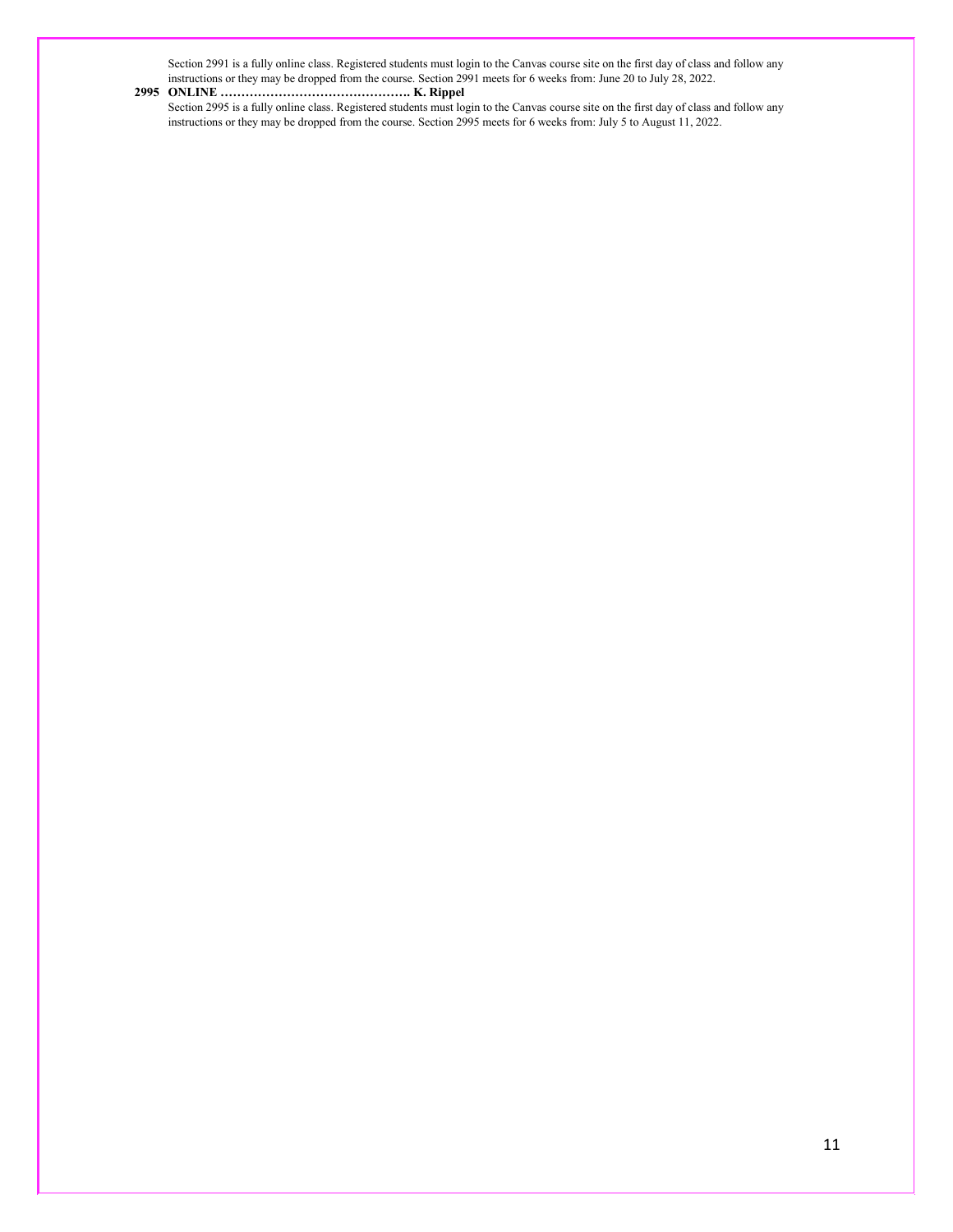Section 2991 is a fully online class. Registered students must login to the Canvas course site on the first day of class and follow any instructions or they may be dropped from the course. Section 2991 meets for 6 weeks from: June 20 to July 28, 2022.

**2995 ONLINE ………………………………………. K. Rippel**

Section 2995 is a fully online class. Registered students must login to the Canvas course site on the first day of class and follow any instructions or they may be dropped from the course. Section 2995 meets for 6 weeks from: July 5 to August 11, 2022.